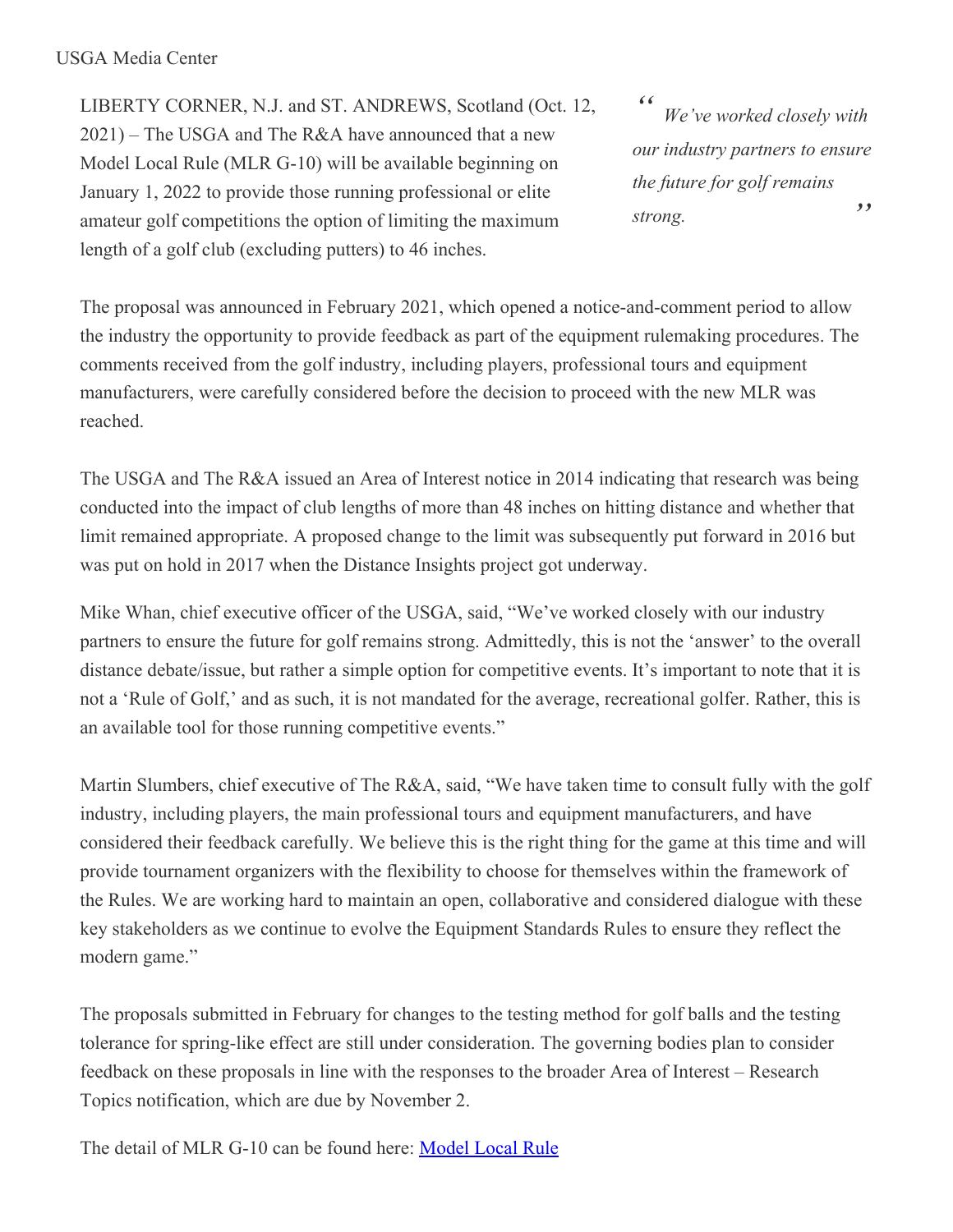USGA Media Center

LIBERTY CORNER, N.J. and ST. ANDREWS, Scotland (Oct. 12, 2021) – The USGA and The R&A have announced that a new Model Local Rule (MLR G-10) will be available beginning on January 1, 2022 to provide those running professional or elite amateur golf competitions the option of limiting the maximum length of a golf club (excluding putters) to 46 inches.

> *"We've worked closely with our industry partners to ensure the future for golf remains strong."*

The proposal was announced in February 2021, which opened a notice-and-comment period to allow the industry the opportunity to provide feedback as part of the equipment rulemaking procedures. The comments received from the golf industry, including players, professional tours and equipment manufacturers, were carefully considered before the decision to proceed with the new MLR was reached.

The USGA and The R&A issued an Area of Interest notice in 2014 indicating that research was being conducted into the impact of club lengths of more than 48 inches on hitting distance and whether that limit remained appropriate. A proposed change to the limit was subsequently put forward in 2016 but was put on hold in 2017 when the Distance Insights project got underway.

Mike Whan, chief executive officer of the USGA, said, "We've worked closely with our industry partners to ensure the future for golf remains strong. Admittedly, this is not the 'answer' to the overall distance debate/issue, but rather a simple option for competitive events. It's important to note that it is not a 'Rule of Golf,' and as such, it is not mandated for the average, recreational golfer. Rather, this is an available tool for those running competitive events."

Martin Slumbers, chief executive of The R&A, said, "We have taken time to consult fully with the golf industry, including players, the main professional tours and equipment manufacturers, and have considered their feedback carefully. We believe this is the right thing for the game at this time and will provide tournament organizers with the flexibility to choose for themselves within the framework of the Rules. We are working hard to maintain an open, collaborative and considered dialogue with these key stakeholders as we continue to evolve the Equipment Standards Rules to ensure they reflect the modern game."

The proposals submitted in February for changes to the testing method for golf balls and the testing tolerance for spring-like effect are still under consideration. The governing bodies plan to consider feedback on these proposals in line with the responses to the broader Area of Interest – Research Topics notification, which are due by November 2.

The detail of MLR G-10 can be found here: Model Local Rule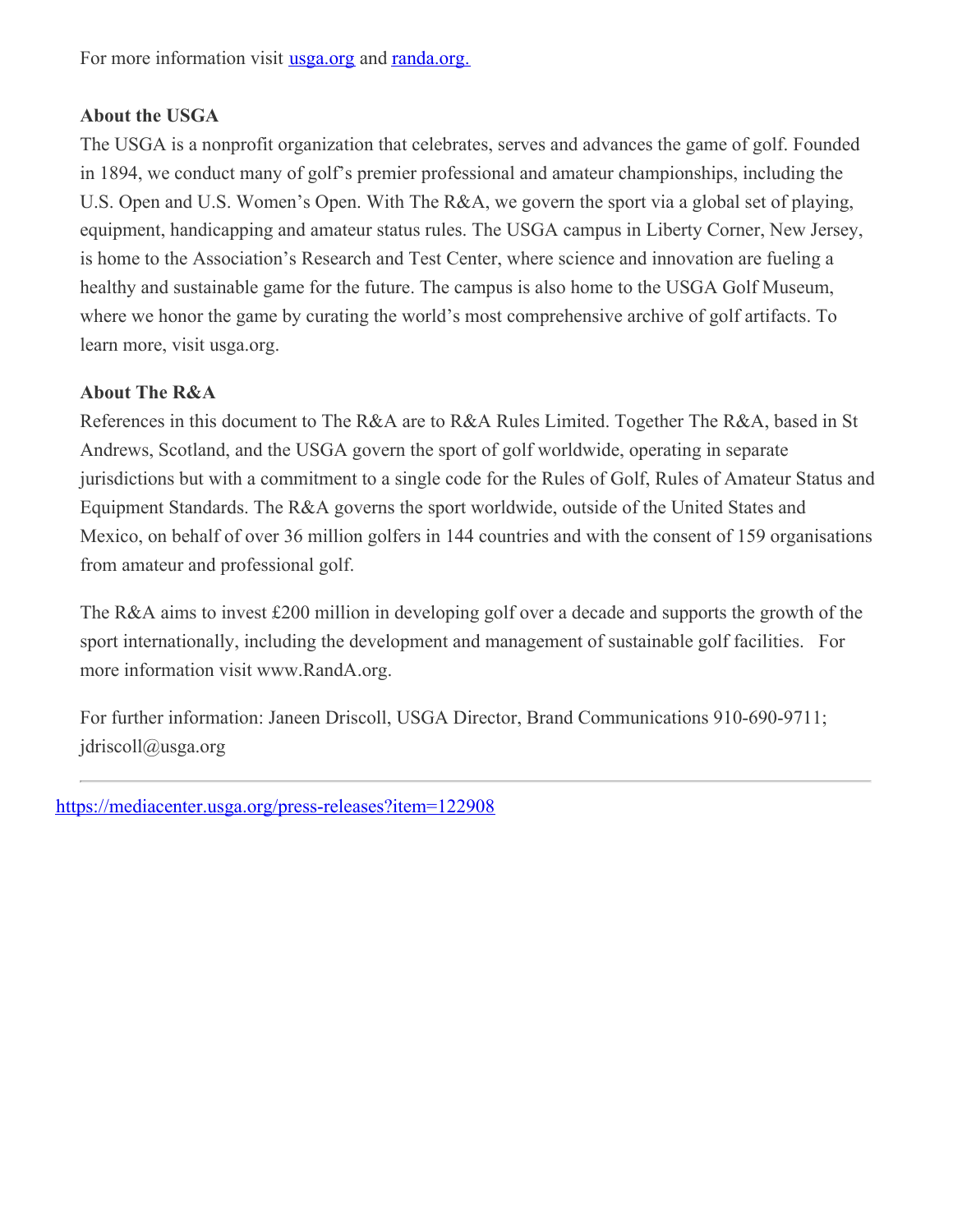For more information visit [usga.org](https://usga.org) and [randa.org.](https://randa.org)

**About the USGA**

The USGA is a nonprofit organization that celebrates, serves and advances the game of golf. Founded in 1894, we conduct many of golf's premier professional and amateur championships, including the U.S. Open and U.S. Women's Open. With The R&A, we govern the sport via a global set of playing, equipment, handicapping and amateur status rules. The USGA campus in Liberty Corner, New Jersey, is home to the Association's Research and Test Center, where science and innovation are fueling a healthy and sustainable game for the future. The campus is also home to the USGA Golf Museum, where we honor the game by curating the world's most comprehensive archive of golf artifacts. To learn more, visit usga.org.

**About The R&A**

References in this document to The R&A are to R&A Rules Limited. Together The R&A, based in St Andrews, Scotland, and the USGA govern the sport of golf worldwide, operating in separate jurisdictions but with a commitment to a single code for the Rules of Golf, Rules of Amateur Status and Equipment Standards. The R&A governs the sport worldwide, outside of the United States and Mexico, on behalf of over 36 million golfers in 144 countries and with the consent of 159 organisations from amateur and professional golf.

The R&A aims to invest £200 million in developing golf over a decade and supports the growth of the sport internationally, including the development and management of sustainable golf facilities. For more information visit www.RandA.org.

For further information: Janeen Driscoll, USGA Director, Brand Communications 910-690-9711; jdriscoll@usga.org

---

[https://mediacenter.usga.org/press-releases?item=122908](https://mediacenter.usga.org/press-releases?item=122908)